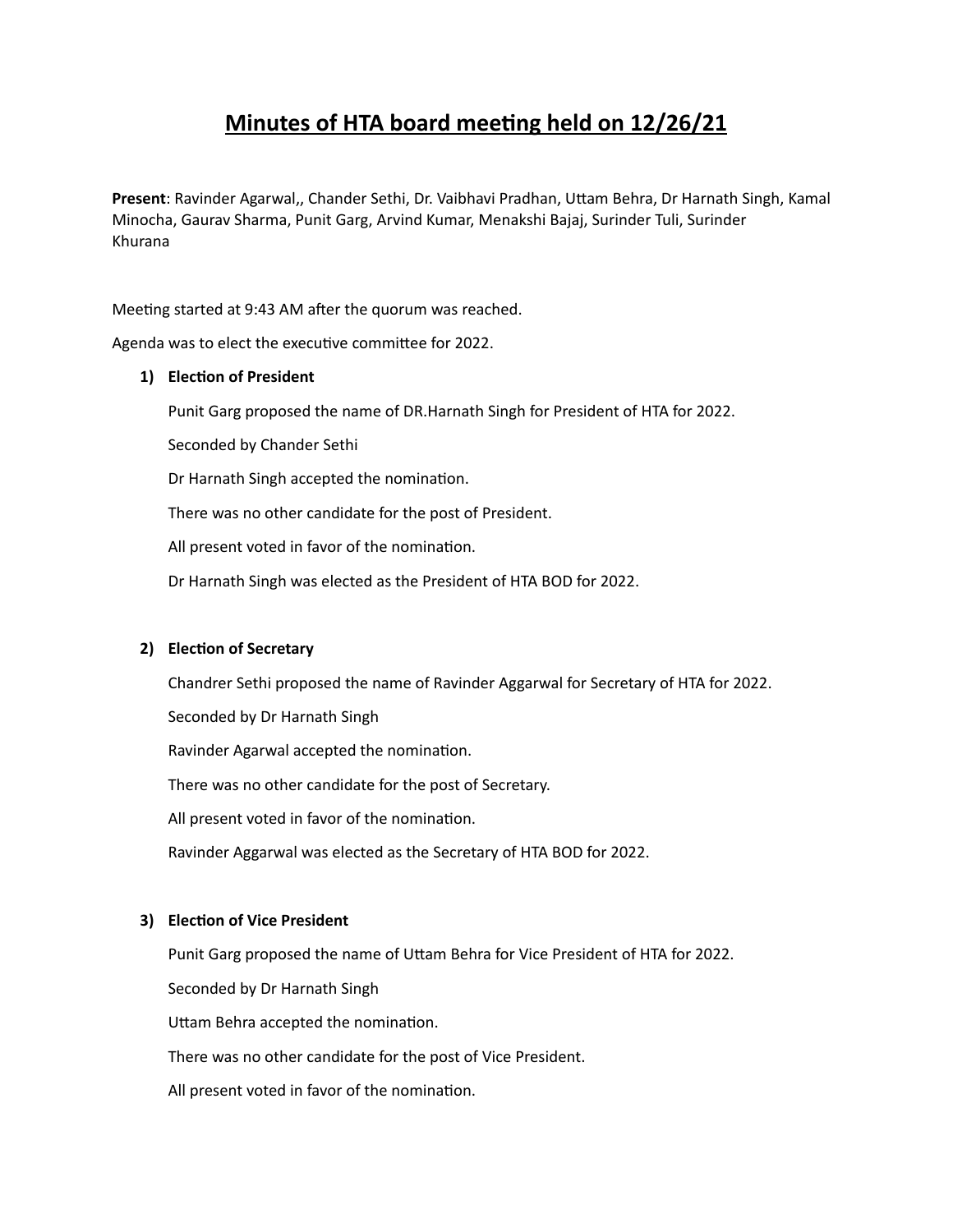# Minutes of HTA board meeting held on 12/26/21

**Present**: Ravinder Agarwal,, Chander Sethi, Dr. Vaibhavi Pradhan, Uttam Behra, Dr Harnath Singh, Kamal Minocha, Gaurav Sharma, Punit Garg, Arvind Kumar, Menakshi Bajaj, Surinder Tuli, Surinder Khurana

Meeting started at 9:43 AM after the quorum was reached.

Agenda was to elect the executive committee for 2022.

1) **Election of President**

   Punit Garg proposed the name of DR.Harnath Singh for President of HTA for 2022.

   Seconded by Chander Sethi

   Dr Harnath Singh accepted the nomination.

   There was no other candidate for the post of President.

   All present voted in favor of the nomination.

   Dr Harnath Singh was elected as the President of HTA BOD for 2022.

2) **Election of Secretary**

   Chandrer Sethi proposed the name of Ravinder Aggarwal for Secretary of HTA for 2022.

   Seconded by Dr Harnath Singh

   Ravinder Agarwal accepted the nomination.

   There was no other candidate for the post of Secretary.

   All present voted in favor of the nomination.

   Ravinder Aggarwal was elected as the Secretary of HTA BOD for 2022.

3) **Election of Vice President**

   Punit Garg proposed the name of Uttam Behra for Vice President of HTA for 2022.

   Seconded by Dr Harnath Singh

   Uttam Behra accepted the nomination.

   There was no other candidate for the post of Vice President.

   All present voted in favor of the nomination.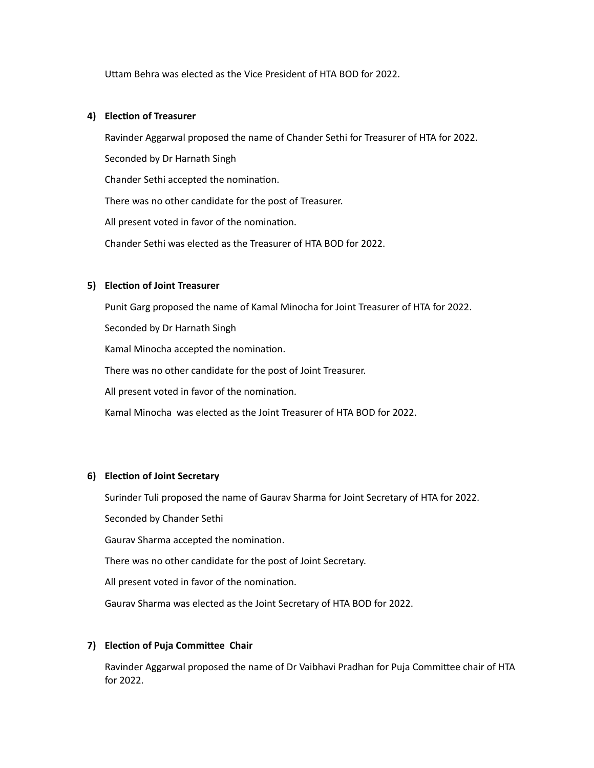Uttam Behra was elected as the Vice President of HTA BOD for 2022.

**4) Election of Treasurer**

Ravinder Aggarwal proposed the name of Chander Sethi for Treasurer of HTA for 2022.

Seconded by Dr Harnath Singh

Chander Sethi accepted the nomination.

There was no other candidate for the post of Treasurer.

All present voted in favor of the nomination.

Chander Sethi was elected as the Treasurer of HTA BOD for 2022.

**5) Election of Joint Treasurer**

Punit Garg proposed the name of Kamal Minocha for Joint Treasurer of HTA for 2022.

Seconded by Dr Harnath Singh

Kamal Minocha accepted the nomination.

There was no other candidate for the post of Joint Treasurer.

All present voted in favor of the nomination.

Kamal Minocha was elected as the Joint Treasurer of HTA BOD for 2022.

**6) Election of Joint Secretary**

Surinder Tuli proposed the name of Gaurav Sharma for Joint Secretary of HTA for 2022.

Seconded by Chander Sethi

Gaurav Sharma accepted the nomination.

There was no other candidate for the post of Joint Secretary.

All present voted in favor of the nomination.

Gaurav Sharma was elected as the Joint Secretary of HTA BOD for 2022.

**7) Election of Puja Committee Chair**

Ravinder Aggarwal proposed the name of Dr Vaibhavi Pradhan for Puja Committee chair of HTA for 2022.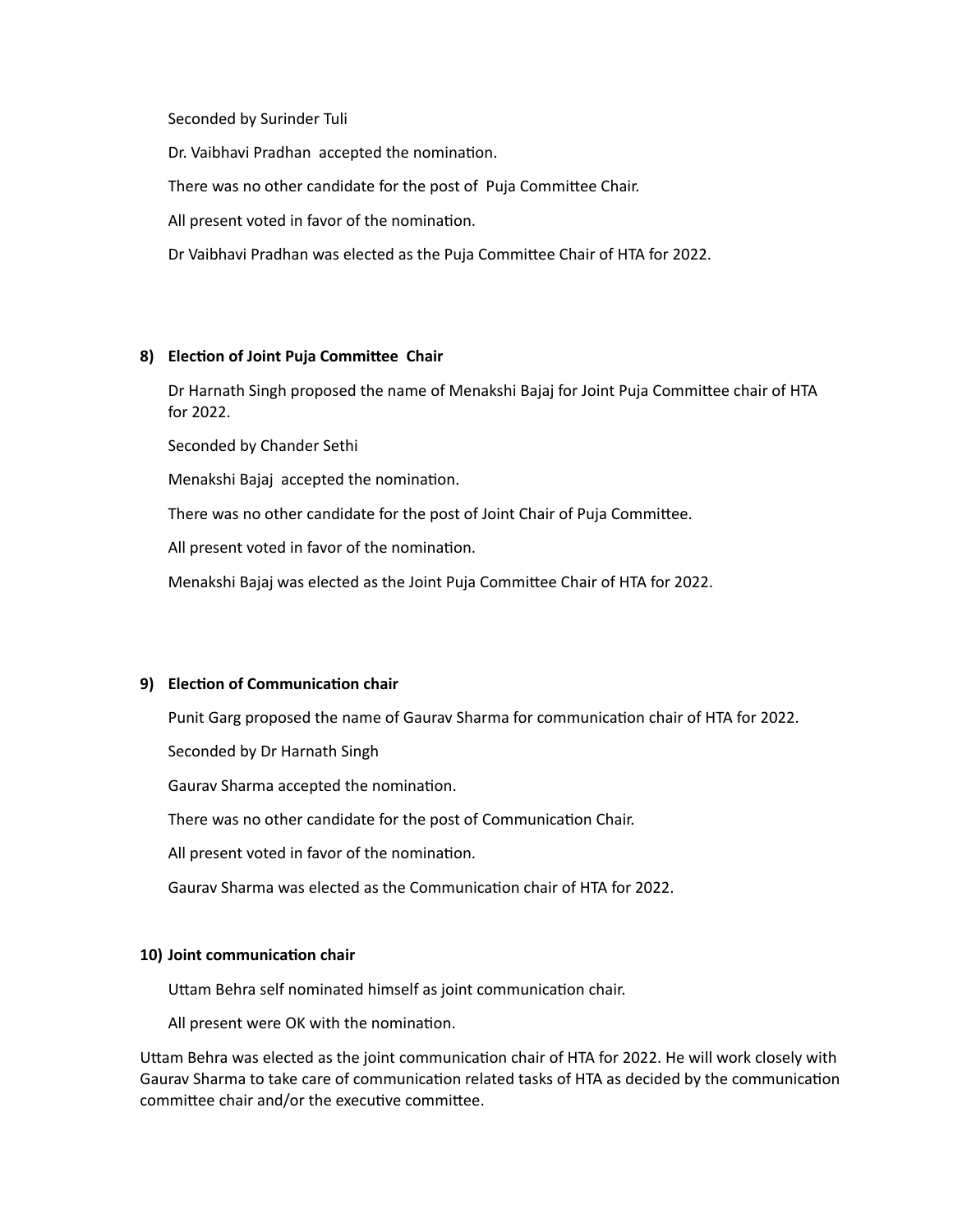Seconded by Surinder Tuli

Dr. Vaibhavi Pradhan accepted the nomination.

There was no other candidate for the post of Puja Committee Chair.

All present voted in favor of the nomination.

Dr Vaibhavi Pradhan was elected as the Puja Committee Chair of HTA for 2022.

**8) Election of Joint Puja Committee Chair**

Dr Harnath Singh proposed the name of Menakshi Bajaj for Joint Puja Committee chair of HTA for 2022.

Seconded by Chander Sethi

Menakshi Bajaj accepted the nomination.

There was no other candidate for the post of Joint Chair of Puja Committee.

All present voted in favor of the nomination.

Menakshi Bajaj was elected as the Joint Puja Committee Chair of HTA for 2022.

**9) Election of Communication chair**

Punit Garg proposed the name of Gaurav Sharma for communication chair of HTA for 2022.

Seconded by Dr Harnath Singh

Gaurav Sharma accepted the nomination.

There was no other candidate for the post of Communication Chair.

All present voted in favor of the nomination.

Gaurav Sharma was elected as the Communication chair of HTA for 2022.

**10) Joint communication chair**

Uttam Behra self nominated himself as joint communication chair.

All present were OK with the nomination.

Uttam Behra was elected as the joint communication chair of HTA for 2022. He will work closely with Gaurav Sharma to take care of communication related tasks of HTA as decided by the communication committee chair and/or the executive committee.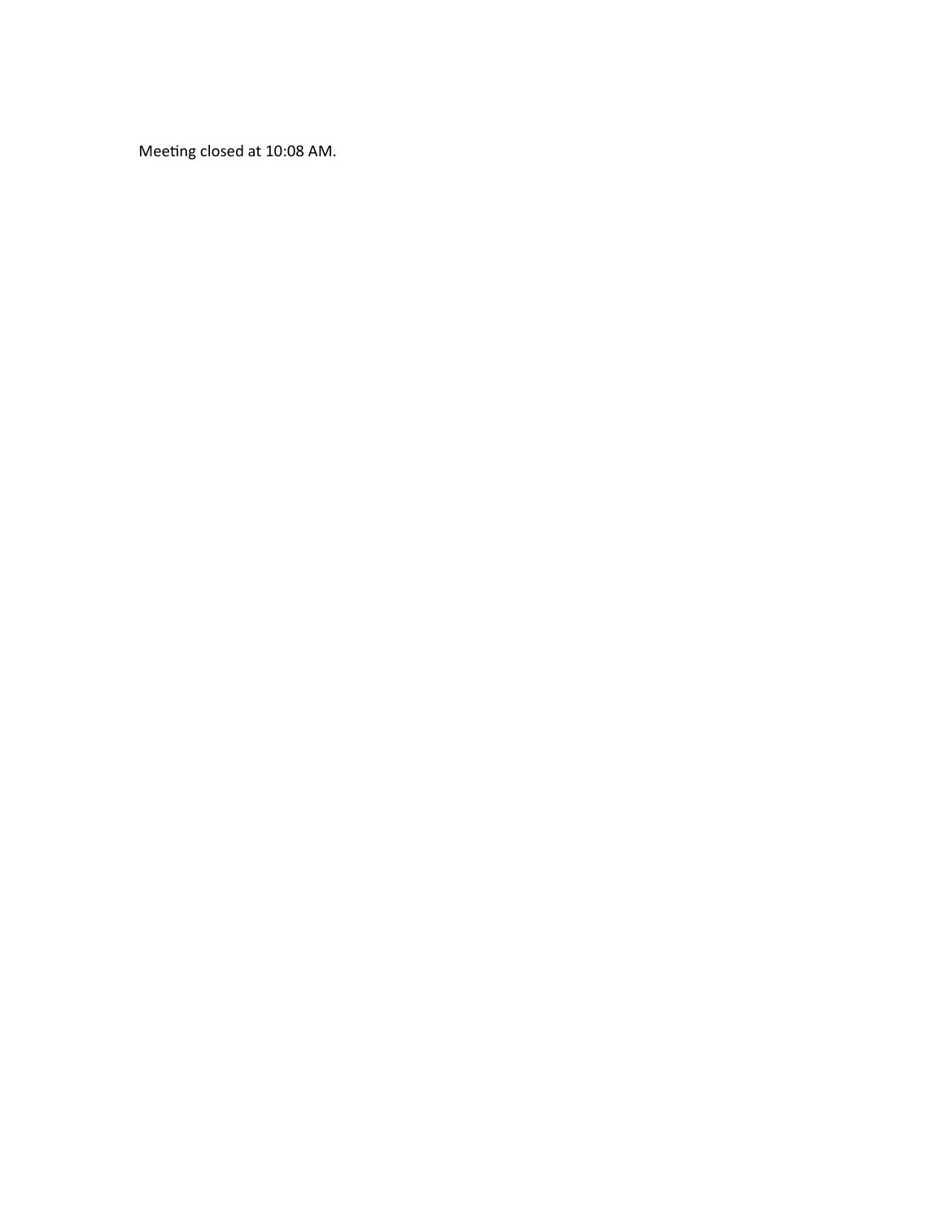Meeting closed at 10:08 AM.